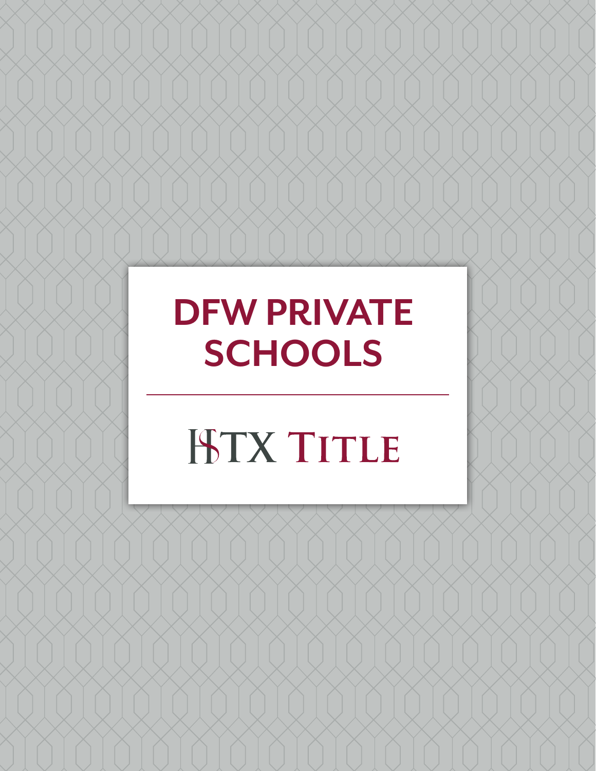# DFW PRIVATE SCHOOLS

HTX TITLE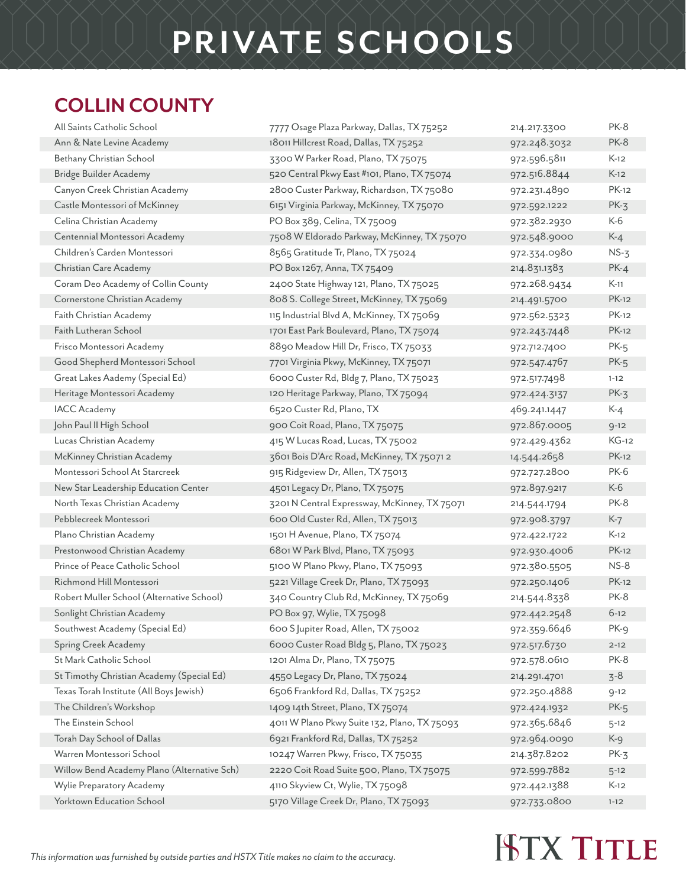# PRIVATE SCHOOLS

## COLLIN COUNTY

| | | | |
|---|---|---|---|
| All Saints Catholic School | 7777 Osage Plaza Parkway, Dallas, TX 75252 | 214.217.3300 | PK-8 |
| Ann & Nate Levine Academy | 18011 Hillcrest Road, Dallas, TX 75252 | 972.248.3032 | PK-8 |
| Bethany Christian School | 3300 W Parker Road, Plano, TX 75075 | 972.596.5811 | K-12 |
| Bridge Builder Academy | 520 Central Pkwy East #101, Plano, TX 75074 | 972.516.8844 | K-12 |
| Canyon Creek Christian Academy | 2800 Custer Parkway, Richardson, TX 75080 | 972.231.4890 | PK-12 |
| Castle Montessori of McKinney | 6151 Virginia Parkway, McKinney, TX 75070 | 972.592.1222 | PK-3 |
| Celina Christian Academy | PO Box 389, Celina, TX 75009 | 972.382.2930 | K-6 |
| Centennial Montessori Academy | 7508 W Eldorado Parkway, McKinney, TX 75070 | 972.548.9000 | K-4 |
| Children's Carden Montessori | 8565 Gratitude Tr, Plano, TX 75024 | 972.334.0980 | NS-3 |
| Christian Care Academy | PO Box 1267, Anna, TX 75409 | 214.831.1383 | PK-4 |
| Coram Deo Academy of Collin County | 2400 State Highway 121, Plano, TX 75025 | 972.268.9434 | K-11 |
| Cornerstone Christian Academy | 808 S. College Street, McKinney, TX 75069 | 214.491.5700 | PK-12 |
| Faith Christian Academy | 115 Industrial Blvd A, McKinney, TX 75069 | 972.562.5323 | PK-12 |
| Faith Lutheran School | 1701 East Park Boulevard, Plano, TX 75074 | 972.243.7448 | PK-12 |
| Frisco Montessori Academy | 8890 Meadow Hill Dr, Frisco, TX 75033 | 972.712.7400 | PK-5 |
| Good Shepherd Montessori School | 7701 Virginia Pkwy, McKinney, TX 75071 | 972.547.4767 | PK-5 |
| Great Lakes Aademy (Special Ed) | 6000 Custer Rd, Bldg 7, Plano, TX 75023 | 972.517.7498 | 1-12 |
| Heritage Montessori Academy | 120 Heritage Parkway, Plano, TX 75094 | 972.424.3137 | PK-3 |
| IACC Academy | 6520 Custer Rd, Plano, TX | 469.241.1447 | K-4 |
| John Paul II High School | 900 Coit Road, Plano, TX 75075 | 972.867.0005 | 9-12 |
| Lucas Christian Academy | 415 W Lucas Road, Lucas, TX 75002 | 972.429.4362 | KG-12 |
| McKinney Christian Academy | 3601 Bois D'Arc Road, McKinney, TX 75071 2 | 14.544.2658 | PK-12 |
| Montessori School At Starcreek | 915 Ridgeview Dr, Allen, TX 75013 | 972.727.2800 | PK-6 |
| New Star Leadership Education Center | 4501 Legacy Dr, Plano, TX 75075 | 972.897.9217 | K-6 |
| North Texas Christian Academy | 3201 N Central Expressway, McKinney, TX 75071 | 214.544.1794 | PK-8 |
| Pebblecreek Montessori | 600 Old Custer Rd, Allen, TX 75013 | 972.908.3797 | K-7 |
| Plano Christian Academy | 1501 H Avenue, Plano, TX 75074 | 972.422.1722 | K-12 |
| Prestonwood Christian Academy | 6801 W Park Blvd, Plano, TX 75093 | 972.930.4006 | PK-12 |
| Prince of Peace Catholic School | 5100 W Plano Pkwy, Plano, TX 75093 | 972.380.5505 | NS-8 |
| Richmond Hill Montessori | 5221 Village Creek Dr, Plano, TX 75093 | 972.250.1406 | PK-12 |
| Robert Muller School (Alternative School) | 340 Country Club Rd, McKinney, TX 75069 | 214.544.8338 | PK-8 |
| Sonlight Christian Academy | PO Box 97, Wylie, TX 75098 | 972.442.2548 | 6-12 |
| Southwest Academy (Special Ed) | 600 S Jupiter Road, Allen, TX 75002 | 972.359.6646 | PK-9 |
| Spring Creek Academy | 6000 Custer Road Bldg 5, Plano, TX 75023 | 972.517.6730 | 2-12 |
| St Mark Catholic School | 1201 Alma Dr, Plano, TX 75075 | 972.578.0610 | PK-8 |
| St Timothy Christian Academy (Special Ed) | 4550 Legacy Dr, Plano, TX 75024 | 214.291.4701 | 3-8 |
| Texas Torah Institute (All Boys Jewish) | 6506 Frankford Rd, Dallas, TX 75252 | 972.250.4888 | 9-12 |
| The Children's Workshop | 1409 14th Street, Plano, TX 75074 | 972.424.1932 | PK-5 |
| The Einstein School | 4011 W Plano Pkwy Suite 132, Plano, TX 75093 | 972.365.6846 | 5-12 |
| Torah Day School of Dallas | 6921 Frankford Rd, Dallas, TX 75252 | 972.964.0090 | K-9 |
| Warren Montessori School | 10247 Warren Pkwy, Frisco, TX 75035 | 214.387.8202 | PK-3 |
| Willow Bend Academy Plano (Alternative Sch) | 2220 Coit Road Suite 500, Plano, TX 75075 | 972.599.7882 | 5-12 |
| Wylie Preparatory Academy | 4110 Skyview Ct, Wylie, TX 75098 | 972.442.1388 | K-12 |
| Yorktown Education School | 5170 Village Creek Dr, Plano, TX 75093 | 972.733.0800 | 1-12 |

*This information was furnished by outside parties and HSTX Title makes no claim to the accuracy.*

HSTX TITLE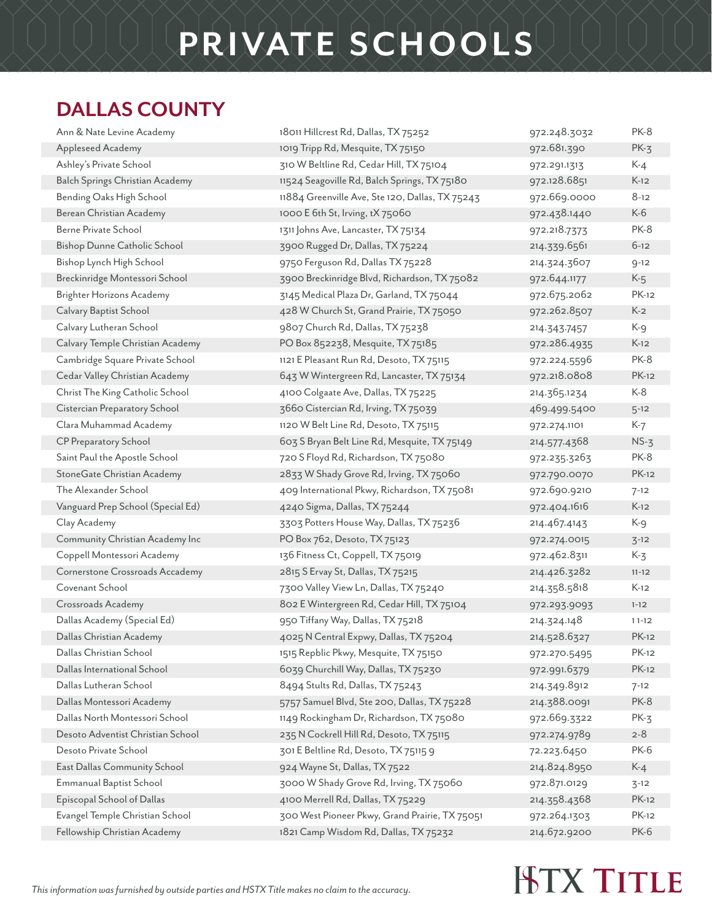# PRIVATE SCHOOLS

## DALLAS COUNTY

| School | Address | Phone | Grades |
|---|---|---|---|
| Ann & Nate Levine Academy | 18011 Hillcrest Rd, Dallas, TX 75252 | 972.248.3032 | PK-8 |
| Appleseed Academy | 1019 Tripp Rd, Mesquite, TX 75150 | 972.681.390 | PK-3 |
| Ashley's Private School | 310 W Beltline Rd, Cedar Hill, TX 75104 | 972.291.1313 | K-4 |
| Balch Springs Christian Academy | 11524 Seagoville Rd, Balch Springs, TX 75180 | 972.128.6851 | K-12 |
| Bending Oaks High School | 11884 Greenville Ave, Ste 120, Dallas, TX 75243 | 972.669.0000 | 8-12 |
| Berean Christian Academy | 1000 E 6th St, Irving, tX 75060 | 972.438.1440 | K-6 |
| Berne Private School | 1311 Johns Ave, Lancaster, TX 75134 | 972.218.7373 | PK-8 |
| Bishop Dunne Catholic School | 3900 Rugged Dr, Dallas, TX 75224 | 214.339.6561 | 6-12 |
| Bishop Lynch High School | 9750 Ferguson Rd, Dallas, TX 75228 | 214.324.3607 | 9-12 |
| Breckinridge Montessori School | 3900 Breckinridge Blvd, Richardson, TX 75082 | 972.644.1177 | K-5 |
| Brighter Horizons Academy | 3145 Medical Plaza Dr, Garland, TX 75044 | 972.675.2062 | PK-12 |
| Calvary Baptist School | 428 W Church St, Grand Prairie, TX 75050 | 972.262.8507 | K-2 |
| Calvary Lutheran School | 9807 Church Rd, Dallas, TX 75238 | 214.343.7457 | K-9 |
| Calvary Temple Christian Academy | PO Box 852238, Mesquite, TX 75185 | 972.286.4935 | K-12 |
| Cambridge Square Private School | 1121 E Pleasant Run Rd, Desoto, TX 75115 | 972.224.5596 | PK-8 |
| Cedar Valley Christian Academy | 643 W Wintergreen Rd, Lancaster, TX 75134 | 972.218.0808 | PK-12 |
| Christ The King Catholic School | 4100 Colgaate Ave, Dallas, TX 75225 | 214.365.1234 | K-8 |
| Cistercian Preparatory School | 3660 Cistercian Rd, Irving, TX 75039 | 469.499.5400 | 5-12 |
| Clara Muhammad Academy | 1120 W Belt Line Rd, Desoto, TX 75115 | 972.274.1101 | K-7 |
| CP Preparatory School | 603 S Bryan Belt Line Rd, Mesquite, TX 75149 | 214.577.4368 | NS-3 |
| Saint Paul the Apostle School | 720 S Floyd Rd, Richardson, TX 75080 | 972.235.3263 | PK-8 |
| StoneGate Christian Academy | 2833 W Shady Grove Rd, Irving, TX 75060 | 972.790.0070 | PK-12 |
| The Alexander School | 409 International Pkwy, Richardson, TX 75081 | 972.690.9210 | 7-12 |
| Vanguard Prep School (Special Ed) | 4240 Sigma, Dallas, TX 75244 | 972.404.1616 | K-12 |
| Clay Academy | 3303 Potters House Way, Dallas, TX 75236 | 214.467.4143 | K-9 |
| Community Christian Academy Inc | PO Box 762, Desoto, TX 75123 | 972.274.0015 | 3-12 |
| Coppell Montessori Academy | 136 Fitness Ct, Coppell, TX 75019 | 972.462.8311 | K-3 |
| Cornerstone Crossroads Accademy | 2815 S Ervay St, Dallas, TX 75215 | 214.426.3282 | 11-12 |
| Covenant School | 7300 Valley View Ln, Dallas, TX 75240 | 214.358.5818 | K-12 |
| Crossroads Academy | 802 E Wintergreen Rd, Cedar Hill, TX 75104 | 972.293.9093 | 1-12 |
| Dallas Academy (Special Ed) | 950 Tiffany Way, Dallas, TX 75218 | 214.324.148 | 11-12 |
| Dallas Christian Academy | 4025 N Central Expwy, Dallas, TX 75204 | 214.528.6327 | PK-12 |
| Dallas Christian School | 1515 Repblic Pkwy, Mesquite, TX 75150 | 972.270.5495 | PK-12 |
| Dallas International School | 6039 Churchill Way, Dallas, TX 75230 | 972.991.6379 | PK-12 |
| Dallas Lutheran School | 8494 Stults Rd, Dallas, TX 75243 | 214.349.8912 | 7-12 |
| Dallas Montessori Academy | 5757 Samuel Blvd, Ste 200, Dallas, TX 75228 | 214.388.0091 | PK-8 |
| Dallas North Montessori School | 1149 Rockingham Dr, Richardson, TX 75080 | 972.669.3322 | PK-3 |
| Desoto Adventist Christian School | 235 N Cockrell Hill Rd, Desoto, TX 75115 | 972.274.9789 | 2-8 |
| Desoto Private School | 301 E Beltline Rd, Desoto, TX 75115 9 | 72.223.6450 | PK-6 |
| East Dallas Community School | 924 Wayne St, Dallas, TX 7522 | 214.824.8950 | K-4 |
| Emmanual Baptist School | 3000 W Shady Grove Rd, Irving, TX 75060 | 972.871.0129 | 3-12 |
| Episcopal School of Dallas | 4100 Merrell Rd, Dallas, TX 75229 | 214.358.4368 | PK-12 |
| Evangel Temple Christian School | 300 West Pioneer Pkwy, Grand Prairie, TX 75051 | 972.264.1303 | PK-12 |
| Fellowship Christian Academy | 1821 Camp Wisdom Rd, Dallas, TX 75232 | 214.672.9200 | PK-6 |

*This information was furnished by outside parties and HSTX Title makes no claim to the accuracy.*

HSTX TITLE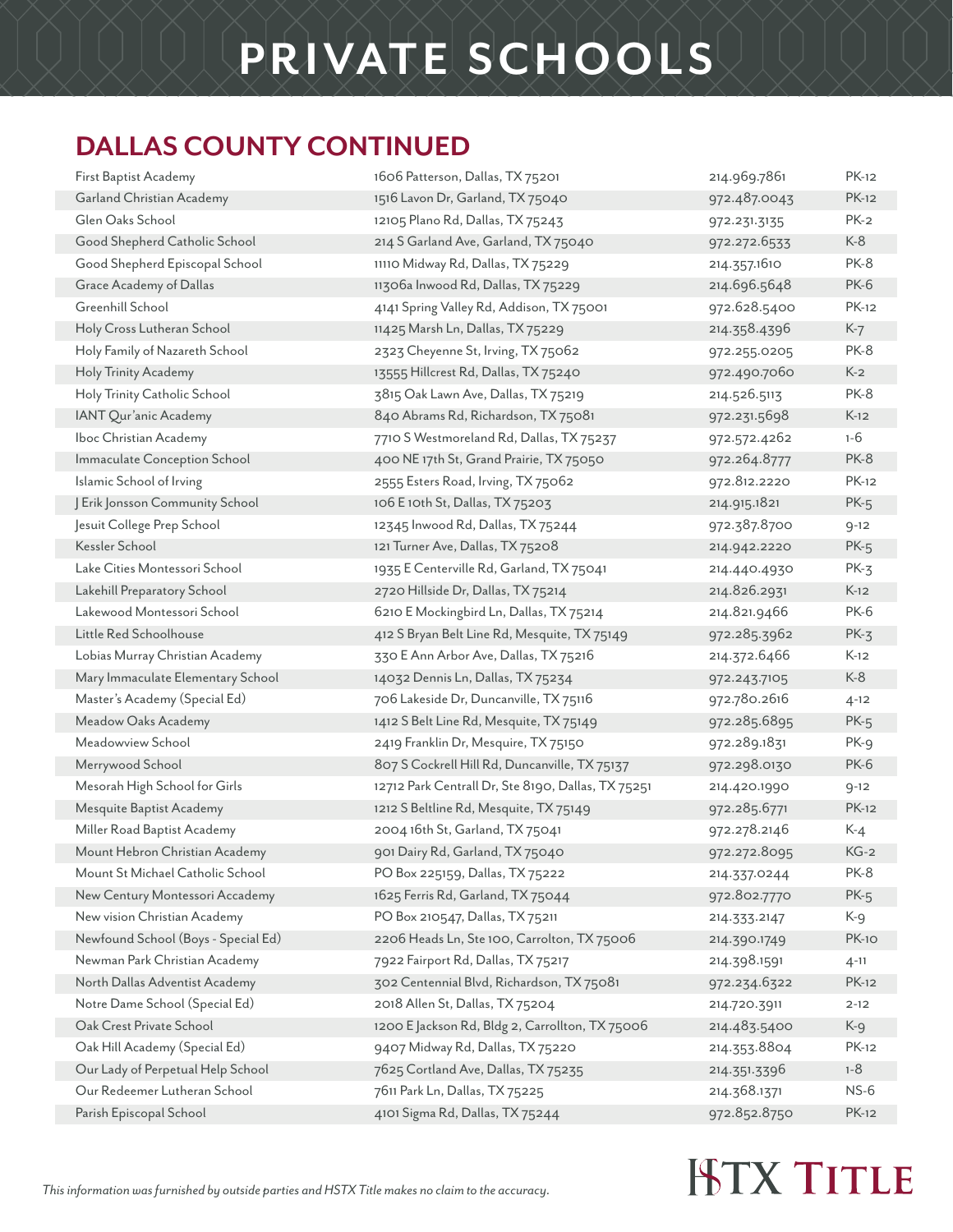# PRIVATE SCHOOLS

## DALLAS COUNTY CONTINUED

| | | | |
|---|---|---|---|
| First Baptist Academy | 1606 Patterson, Dallas, TX 75201 | 214.969.7861 | PK-12 |
| Garland Christian Academy | 1516 Lavon Dr, Garland, TX 75040 | 972.487.0043 | PK-12 |
| Glen Oaks School | 12105 Plano Rd, Dallas, TX 75243 | 972.231.3135 | PK-2 |
| Good Shepherd Catholic School | 214 S Garland Ave, Garland, TX 75040 | 972.272.6533 | K-8 |
| Good Shepherd Episcopal School | 11110 Midway Rd, Dallas, TX 75229 | 214.357.1610 | PK-8 |
| Grace Academy of Dallas | 11306a Inwood Rd, Dallas, TX 75229 | 214.696.5648 | PK-6 |
| Greenhill School | 4141 Spring Valley Rd, Addison, TX 75001 | 972.628.5400 | PK-12 |
| Holy Cross Lutheran School | 11425 Marsh Ln, Dallas, TX 75229 | 214.358.4396 | K-7 |
| Holy Family of Nazareth School | 2323 Cheyenne St, Irving, TX 75062 | 972.255.0205 | PK-8 |
| Holy Trinity Academy | 13555 Hillcrest Rd, Dallas, TX 75240 | 972.490.7060 | K-2 |
| Holy Trinity Catholic School | 3815 Oak Lawn Ave, Dallas, TX 75219 | 214.526.5113 | PK-8 |
| IANT Qur'anic Academy | 840 Abrams Rd, Richardson, TX 75081 | 972.231.5698 | K-12 |
| Iboc Christian Academy | 7710 S Westmoreland Rd, Dallas, TX 75237 | 972.572.4262 | 1-6 |
| Immaculate Conception School | 400 NE 17th St, Grand Prairie, TX 75050 | 972.264.8777 | PK-8 |
| Islamic School of Irving | 2555 Esters Road, Irving, TX 75062 | 972.812.2220 | PK-12 |
| J Erik Jonsson Community School | 106 E 10th St, Dallas, TX 75203 | 214.915.1821 | PK-5 |
| Jesuit College Prep School | 12345 Inwood Rd, Dallas, TX 75244 | 972.387.8700 | 9-12 |
| Kessler School | 121 Turner Ave, Dallas, TX 75208 | 214.942.2220 | PK-5 |
| Lake Cities Montessori School | 1935 E Centerville Rd, Garland, TX 75041 | 214.440.4930 | PK-3 |
| Lakehill Preparatory School | 2720 Hillside Dr, Dallas, TX 75214 | 214.826.2931 | K-12 |
| Lakewood Montessori School | 6210 E Mockingbird Ln, Dallas, TX 75214 | 214.821.9466 | PK-6 |
| Little Red Schoolhouse | 412 S Bryan Belt Line Rd, Mesquite, TX 75149 | 972.285.3962 | PK-3 |
| Lobias Murray Christian Academy | 330 E Ann Arbor Ave, Dallas, TX 75216 | 214.372.6466 | K-12 |
| Mary Immaculate Elementary School | 14032 Dennis Ln, Dallas, TX 75234 | 972.243.7105 | K-8 |
| Master's Academy (Special Ed) | 706 Lakeside Dr, Duncanville, TX 75116 | 972.780.2616 | 4-12 |
| Meadow Oaks Academy | 1412 S Belt Line Rd, Mesquite, TX 75149 | 972.285.6895 | PK-5 |
| Meadowview School | 2419 Franklin Dr, Mesquire, TX 75150 | 972.289.1831 | PK-9 |
| Merrywood School | 807 S Cockrell Hill Rd, Duncanville, TX 75137 | 972.298.0130 | PK-6 |
| Mesorah High School for Girls | 12712 Park Centrall Dr, Ste 8190, Dallas, TX 75251 | 214.420.1990 | 9-12 |
| Mesquite Baptist Academy | 1212 S Beltline Rd, Mesquite, TX 75149 | 972.285.6771 | PK-12 |
| Miller Road Baptist Academy | 2004 16th St, Garland, TX 75041 | 972.278.2146 | K-4 |
| Mount Hebron Christian Academy | 901 Dairy Rd, Garland, TX 75040 | 972.272.8095 | KG-2 |
| Mount St Michael Catholic School | PO Box 225159, Dallas, TX 75222 | 214.337.0244 | PK-8 |
| New Century Montessori Accademy | 1625 Ferris Rd, Garland, TX 75044 | 972.802.7770 | PK-5 |
| New vision Christian Academy | PO Box 210547, Dallas, TX 75211 | 214.333.2147 | K-9 |
| Newfound School (Boys - Special Ed) | 2206 Heads Ln, Ste 100, Carrolton, TX 75006 | 214.390.1749 | PK-10 |
| Newman Park Christian Academy | 7922 Fairport Rd, Dallas, TX 75217 | 214.398.1591 | 4-11 |
| North Dallas Adventist Academy | 302 Centennial Blvd, Richardson, TX 75081 | 972.234.6322 | PK-12 |
| Notre Dame School (Special Ed) | 2018 Allen St, Dallas, TX 75204 | 214.720.3911 | 2-12 |
| Oak Crest Private School | 1200 E Jackson Rd, Bldg 2, Carrollton, TX 75006 | 214.483.5400 | K-9 |
| Oak Hill Academy (Special Ed) | 9407 Midway Rd, Dallas, TX 75220 | 214.353.8804 | PK-12 |
| Our Lady of Perpetual Help School | 7625 Cortland Ave, Dallas, TX 75235 | 214.351.3396 | 1-8 |
| Our Redeemer Lutheran School | 7611 Park Ln, Dallas, TX 75225 | 214.368.1371 | NS-6 |
| Parish Episcopal School | 4101 Sigma Rd, Dallas, TX 75244 | 972.852.8750 | PK-12 |

*This information was furnished by outside parties and HSTX Title makes no claim to the accuracy.*

HSTX TITLE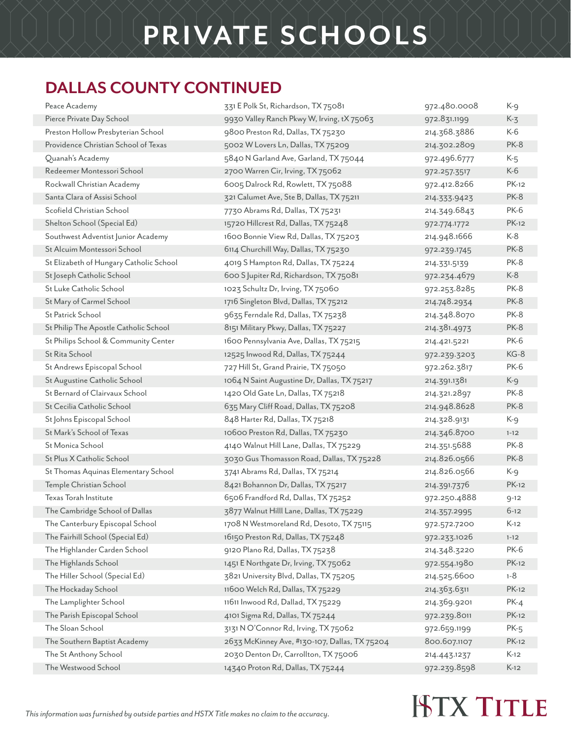# PRIVATE SCHOOLS

## DALLAS COUNTY CONTINUED

| | | | |
|---|---|---|---|
| Peace Academy | 331 E Polk St, Richardson, TX 75081 | 972.480.0008 | K-9 |
| Pierce Private Day School | 9930 Valley Ranch Pkwy W, Irving, tX 75063 | 972.831.1199 | K-3 |
| Preston Hollow Presbyterian School | 9800 Preston Rd, Dallas, TX 75230 | 214.368.3886 | K-6 |
| Providence Christian School of Texas | 5002 W Lovers Ln, Dallas, TX 75209 | 214.302.2809 | PK-8 |
| Quanah's Academy | 5840 N Garland Ave, Garland, TX 75044 | 972.496.6777 | K-5 |
| Redeemer Montessori School | 2700 Warren Cir, Irving, TX 75062 | 972.257.3517 | K-6 |
| Rockwall Christian Academy | 6005 Dalrock Rd, Rowlett, TX 75088 | 972.412.8266 | PK-12 |
| Santa Clara of Assisi School | 321 Calumet Ave, Ste B, Dallas, TX 75211 | 214.333.9423 | PK-8 |
| Scofield Christian School | 7730 Abrams Rd, Dallas, TX 75231 | 214.349.6843 | PK-6 |
| Shelton School (Special Ed) | 15720 Hillcrest Rd, Dallas, TX 75248 | 972.774.1772 | PK-12 |
| Southwest Adventist Junior Academy | 1600 Bonnie View Rd, Dallas, TX 75203 | 214.948.1666 | K-8 |
| St Alcuim Montessori School | 6114 Churchill Way, Dallas, TX 75230 | 972.239.1745 | PK-8 |
| St Elizabeth of Hungary Catholic School | 4019 S Hampton Rd, Dallas, TX 75224 | 214.331.5139 | PK-8 |
| St Joseph Catholic School | 600 S Jupiter Rd, Richardson, TX 75081 | 972.234.4679 | K-8 |
| St Luke Catholic School | 1023 Schultz Dr, Irving, TX 75060 | 972.253.8285 | PK-8 |
| St Mary of Carmel School | 1716 Singleton Blvd, Dallas, TX 75212 | 214.748.2934 | PK-8 |
| St Patrick School | 9635 Ferndale Rd, Dallas, TX 75238 | 214.348.8070 | PK-8 |
| St Philip The Apostle Catholic School | 8151 Military Pkwy, Dallas, TX 75227 | 214.381.4973 | PK-8 |
| St Philips School & Community Center | 1600 Pennsylvania Ave, Dallas, TX 75215 | 214.421.5221 | PK-6 |
| St Rita School | 12525 Inwood Rd, Dallas, TX 75244 | 972.239.3203 | KG-8 |
| St Andrews Episcopal School | 727 Hill St, Grand Prairie, TX 75050 | 972.262.3817 | PK-6 |
| St Augustine Catholic School | 1064 N Saint Augustine Dr, Dallas, TX 75217 | 214.391.1381 | K-9 |
| St Bernard of Clairvaux School | 1420 Old Gate Ln, Dallas, TX 75218 | 214.321.2897 | PK-8 |
| St Cecilia Catholic School | 635 Mary Cliff Road, Dallas, TX 75208 | 214.948.8628 | PK-8 |
| St Johns Episcopal School | 848 Harter Rd, Dallas, TX 75218 | 214.328.9131 | K-9 |
| St Mark's School of Texas | 10600 Preston Rd, Dallas, TX 75230 | 214.346.8700 | 1-12 |
| St Monica School | 4140 Walnut Hill Lane, Dallas, TX 75229 | 214.351.5688 | PK-8 |
| St Plus X Catholic School | 3030 Gus Thomasson Road, Dallas, TX 75228 | 214.826.0566 | PK-8 |
| St Thomas Aquinas Elementary School | 3741 Abrams Rd, Dallas, TX 75214 | 214.826.0566 | K-9 |
| Temple Christian School | 8421 Bohannon Dr, Dallas, TX 75217 | 214.391.7376 | PK-12 |
| Texas Torah Institute | 6506 Frandford Rd, Dallas, TX 75252 | 972.250.4888 | 9-12 |
| The Cambridge School of Dallas | 3877 Walnut Hilll Lane, Dallas, TX 75229 | 214.357.2995 | 6-12 |
| The Canterbury Episcopal School | 1708 N Westmoreland Rd, Desoto, TX 75115 | 972.572.7200 | K-12 |
| The Fairhill School (Special Ed) | 16150 Preston Rd, Dallas, TX 75248 | 972.233.1026 | 1-12 |
| The Highlander Carden School | 9120 Plano Rd, Dallas, TX 75238 | 214.348.3220 | PK-6 |
| The Highlands School | 1451 E Northgate Dr, Irving, TX 75062 | 972.554.1980 | PK-12 |
| The Hiller School (Special Ed) | 3821 University Blvd, Dallas, TX 75205 | 214.525.6600 | 1-8 |
| The Hockaday School | 11600 Welch Rd, Dallas, TX 75229 | 214.363.6311 | PK-12 |
| The Lamplighter School | 11611 Inwood Rd, Dallad, TX 75229 | 214.369.9201 | PK-4 |
| The Parish Episcopal School | 4101 Sigma Rd, Dallas, TX 75244 | 972.239.8011 | PK-12 |
| The Sloan School | 3131 N O'Connor Rd, Irving, TX 75062 | 972.659.1199 | PK-5 |
| The Southern Baptist Academy | 2633 McKinney Ave, #130-107, Dallas, TX 75204 | 800.607.1107 | PK-12 |
| The St Anthony School | 2030 Denton Dr, Carrollton, TX 75006 | 214.443.1237 | K-12 |
| The Westwood School | 14340 Proton Rd, Dallas, TX 75244 | 972.239.8598 | K-12 |

*This information was furnished by outside parties and HSTX Title makes no claim to the accuracy.*

HSTX TITLE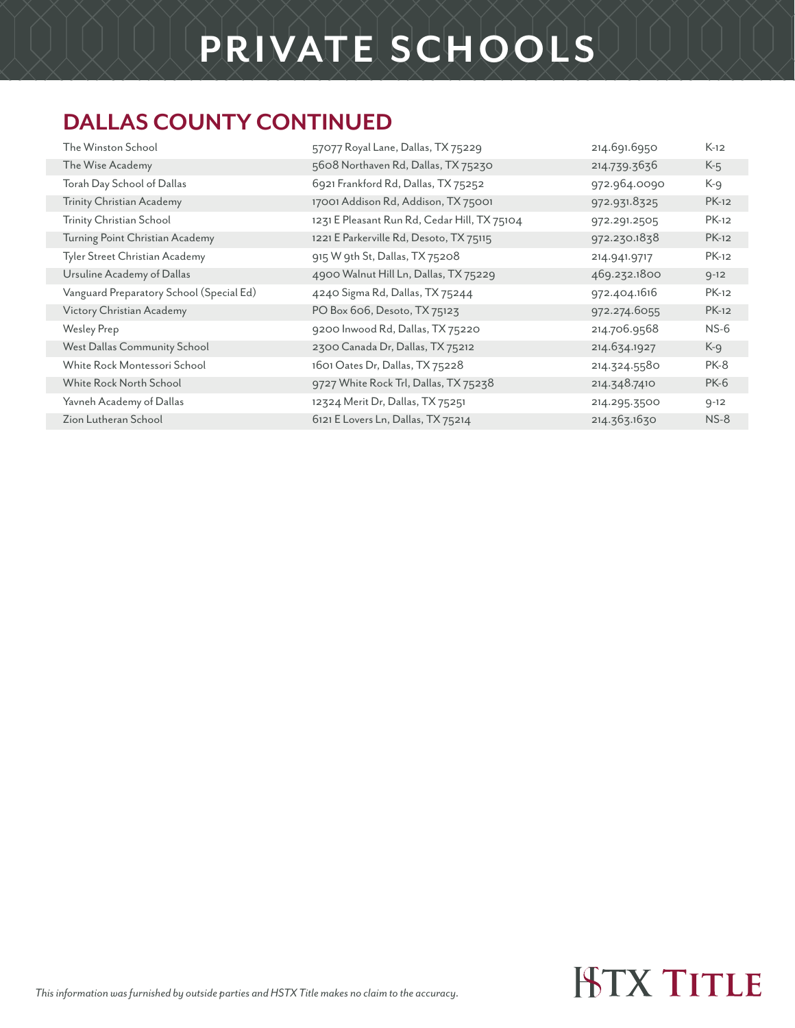# PRIVATE SCHOOLS

## DALLAS COUNTY CONTINUED

| | | | |
|---|---|---|---|
| The Winston School | 57077 Royal Lane, Dallas, TX 75229 | 214.691.6950 | K-12 |
| The Wise Academy | 5608 Northaven Rd, Dallas, TX 75230 | 214.739.3636 | K-5 |
| Torah Day School of Dallas | 6921 Frankford Rd, Dallas, TX 75252 | 972.964.0090 | K-9 |
| Trinity Christian Academy | 17001 Addison Rd, Addison, TX 75001 | 972.931.8325 | PK-12 |
| Trinity Christian School | 1231 E Pleasant Run Rd, Cedar Hill, TX 75104 | 972.291.2505 | PK-12 |
| Turning Point Christian Academy | 1221 E Parkerville Rd, Desoto, TX 75115 | 972.230.1838 | PK-12 |
| Tyler Street Christian Academy | 915 W 9th St, Dallas, TX 75208 | 214.941.9717 | PK-12 |
| Ursuline Academy of Dallas | 4900 Walnut Hill Ln, Dallas, TX 75229 | 469.232.1800 | 9-12 |
| Vanguard Preparatory School (Special Ed) | 4240 Sigma Rd, Dallas, TX 75244 | 972.404.1616 | PK-12 |
| Victory Christian Academy | PO Box 606, Desoto, TX 75123 | 972.274.6055 | PK-12 |
| Wesley Prep | 9200 Inwood Rd, Dallas, TX 75220 | 214.706.9568 | NS-6 |
| West Dallas Community School | 2300 Canada Dr, Dallas, TX 75212 | 214.634.1927 | K-9 |
| White Rock Montessori School | 1601 Oates Dr, Dallas, TX 75228 | 214.324.5580 | PK-8 |
| White Rock North School | 9727 White Rock Trl, Dallas, TX 75238 | 214.348.7410 | PK-6 |
| Yavneh Academy of Dallas | 12324 Merit Dr, Dallas, TX 75251 | 214.295.3500 | 9-12 |
| Zion Lutheran School | 6121 E Lovers Ln, Dallas, TX 75214 | 214.363.1630 | NS-8 |

*This information was furnished by outside parties and HSTX Title makes no claim to the accuracy.*

HSTX TITLE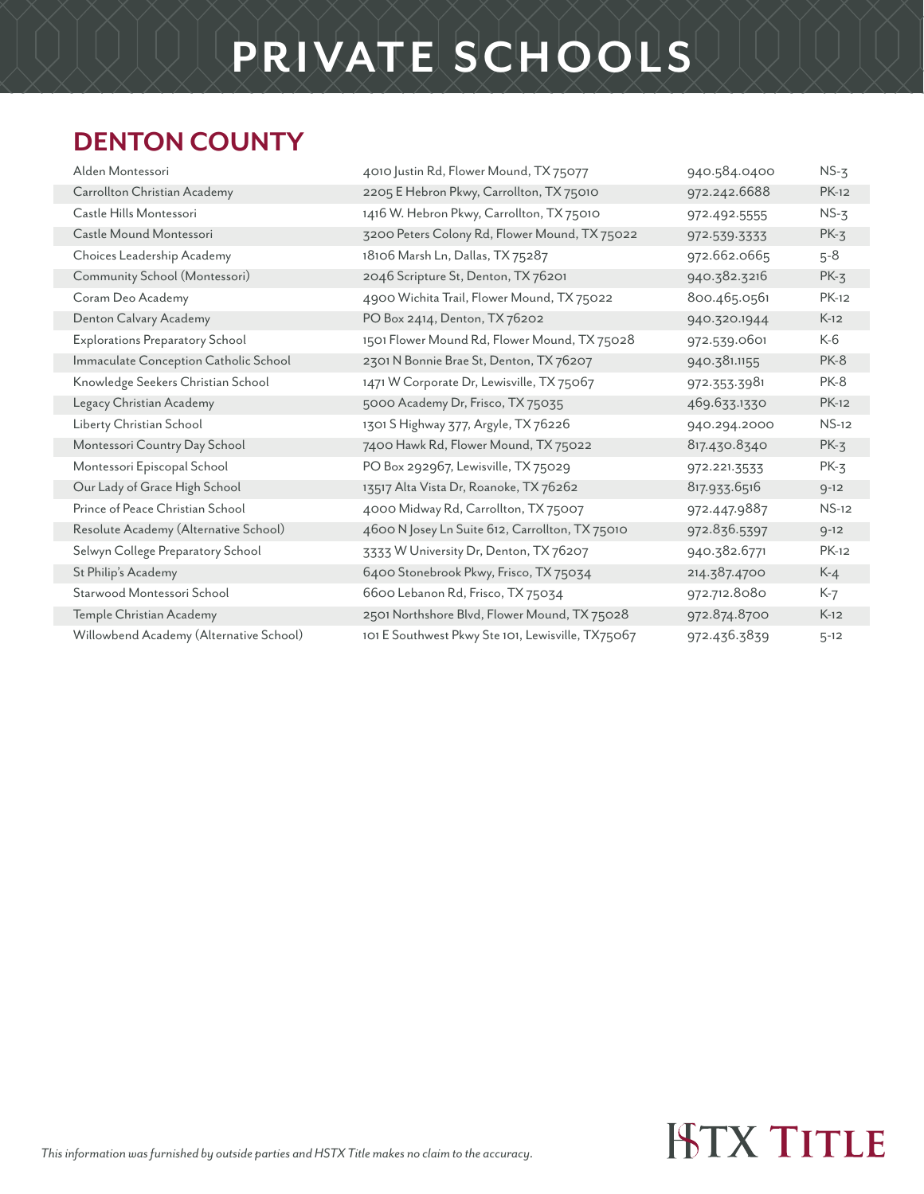# PRIVATE SCHOOLS

## DENTON COUNTY

| | | | |
|---|---|---|---|
| Alden Montessori | 4010 Justin Rd, Flower Mound, TX 75077 | 940.584.0400 | NS-3 |
| Carrollton Christian Academy | 2205 E Hebron Pkwy, Carrollton, TX 75010 | 972.242.6688 | PK-12 |
| Castle Hills Montessori | 1416 W. Hebron Pkwy, Carrollton, TX 75010 | 972.492.5555 | NS-3 |
| Castle Mound Montessori | 3200 Peters Colony Rd, Flower Mound, TX 75022 | 972.539.3333 | PK-3 |
| Choices Leadership Academy | 18106 Marsh Ln, Dallas, TX 75287 | 972.662.0665 | 5-8 |
| Community School (Montessori) | 2046 Scripture St, Denton, TX 76201 | 940.382.3216 | PK-3 |
| Coram Deo Academy | 4900 Wichita Trail, Flower Mound, TX 75022 | 800.465.0561 | PK-12 |
| Denton Calvary Academy | PO Box 2414, Denton, TX 76202 | 940.320.1944 | K-12 |
| Explorations Preparatory School | 1501 Flower Mound Rd, Flower Mound, TX 75028 | 972.539.0601 | K-6 |
| Immaculate Conception Catholic School | 2301 N Bonnie Brae St, Denton, TX 76207 | 940.381.1155 | PK-8 |
| Knowledge Seekers Christian School | 1471 W Corporate Dr, Lewisville, TX 75067 | 972.353.3981 | PK-8 |
| Legacy Christian Academy | 5000 Academy Dr, Frisco, TX 75035 | 469.633.1330 | PK-12 |
| Liberty Christian School | 1301 S Highway 377, Argyle, TX 76226 | 940.294.2000 | NS-12 |
| Montessori Country Day School | 7400 Hawk Rd, Flower Mound, TX 75022 | 817.430.8340 | PK-3 |
| Montessori Episcopal School | PO Box 292967, Lewisville, TX 75029 | 972.221.3533 | PK-3 |
| Our Lady of Grace High School | 13517 Alta Vista Dr, Roanoke, TX 76262 | 817.933.6516 | 9-12 |
| Prince of Peace Christian School | 4000 Midway Rd, Carrollton, TX 75007 | 972.447.9887 | NS-12 |
| Resolute Academy (Alternative School) | 4600 N Josey Ln Suite 612, Carrollton, TX 75010 | 972.836.5397 | 9-12 |
| Selwyn College Preparatory School | 3333 W University Dr, Denton, TX 76207 | 940.382.6771 | PK-12 |
| St Philip's Academy | 6400 Stonebrook Pkwy, Frisco, TX 75034 | 214.387.4700 | K-4 |
| Starwood Montessori School | 6600 Lebanon Rd, Frisco, TX 75034 | 972.712.8080 | K-7 |
| Temple Christian Academy | 2501 Northshore Blvd, Flower Mound, TX 75028 | 972.874.8700 | K-12 |
| Willowbend Academy (Alternative School) | 101 E Southwest Pkwy Ste 101, Lewisville, TX75067 | 972.436.3839 | 5-12 |

*This information was furnished by outside parties and HSTX Title makes no claim to the accuracy.*

HSTX TITLE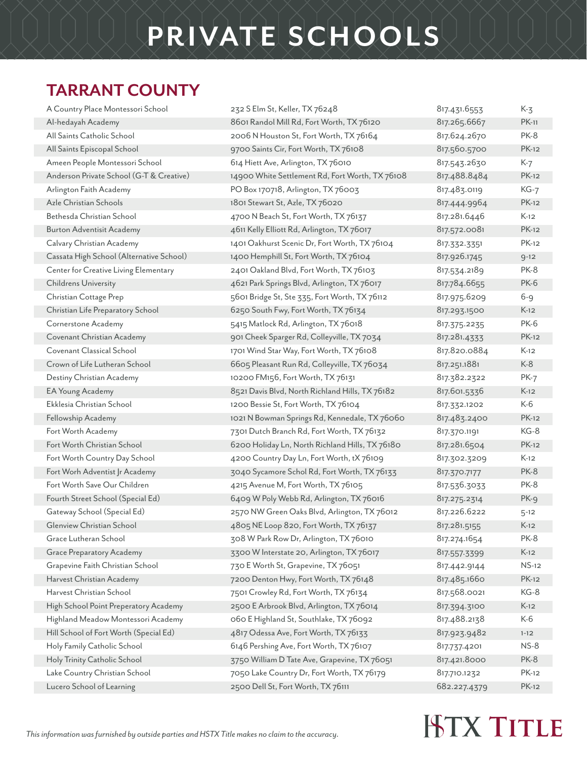# PRIVATE SCHOOLS

## TARRANT COUNTY

| | | | |
|---|---|---|---|
| A Country Place Montessori School | 232 S Elm St, Keller, TX 76248 | 817.431.6553 | K-3 |
| Al-hedayah Academy | 8601 Randol Mill Rd, Fort Worth, TX 76120 | 817.265.6667 | PK-11 |
| All Saints Catholic School | 2006 N Houston St, Fort Worth, TX 76164 | 817.624.2670 | PK-8 |
| All Saints Episcopal School | 9700 Saints Cir, Fort Worth, TX 76108 | 817.560.5700 | PK-12 |
| Ameen People Montessori School | 614 Hiett Ave, Arlington, TX 76010 | 817.543.2630 | K-7 |
| Anderson Private School (G-T & Creative) | 14900 White Settlement Rd, Fort Worth, TX 76108 | 817.488.8484 | PK-12 |
| Arlington Faith Academy | PO Box 170718, Arlington, TX 76003 | 817.483.0119 | KG-7 |
| Azle Christian Schools | 1801 Stewart St, Azle, TX 76020 | 817.444.9964 | PK-12 |
| Bethesda Christian School | 4700 N Beach St, Fort Worth, TX 76137 | 817.281.6446 | K-12 |
| Burton Adventisit Academy | 4611 Kelly Elliott Rd, Arlington, TX 76017 | 817.572.0081 | PK-12 |
| Calvary Christian Academy | 1401 Oakhurst Scenic Dr, Fort Worth, TX 76104 | 817.332.3351 | PK-12 |
| Cassata High School (Alternative School) | 1400 Hemphill St, Fort Worth, TX 76104 | 817.926.1745 | 9-12 |
| Center for Creative Living Elementary | 2401 Oakland Blvd, Fort Worth, TX 76103 | 817.534.2189 | PK-8 |
| Childrens University | 4621 Park Springs Blvd, Arlington, TX 76017 | 817.784.6655 | PK-6 |
| Christian Cottage Prep | 5601 Bridge St, Ste 335, Fort Worth, TX 76112 | 817.975.6209 | 6-9 |
| Christian Life Preparatory School | 6250 South Fwy, Fort Worth, TX 76134 | 817.293.1500 | K-12 |
| Cornerstone Academy | 5415 Matlock Rd, Arlington, TX 76018 | 817.375.2235 | PK-6 |
| Covenant Christian Academy | 901 Cheek Sparger Rd, Colleyville, TX 7034 | 817.281.4333 | PK-12 |
| Covenant Classical School | 1701 Wind Star Way, Fort Worth, TX 76108 | 817.820.0884 | K-12 |
| Crown of Life Lutheran School | 6605 Pleasant Run Rd, Colleyville, TX 76034 | 817.251.1881 | K-8 |
| Destiny Christian Academy | 10200 FM156, Fort Worth, TX 76131 | 817.382.2322 | PK-7 |
| EA Young Academy | 8521 Davis Blvd, North Richland Hills, TX 76182 | 817.601.5336 | K-12 |
| Ekklesia Christian School | 1200 Bessie St, Fort Worth, TX 76104 | 817.332.1202 | K-6 |
| Fellowship Academy | 1021 N Bowman Springs Rd, Kennedale, TX 76060 | 817.483.2400 | PK-12 |
| Fort Worth Academy | 7301 Dutch Branch Rd, Fort Worth, TX 76132 | 817.370.1191 | KG-8 |
| Fort Worth Christian School | 6200 Holiday Ln, North Richland Hills, TX 76180 | 817.281.6504 | PK-12 |
| Fort Worth Country Day School | 4200 Country Day Ln, Fort Worth, tX 76109 | 817.302.3209 | K-12 |
| Fort Worh Adventist Jr Academy | 3040 Sycamore Schol Rd, Fort Worth, TX 76133 | 817.370.7177 | PK-8 |
| Fort Worth Save Our Children | 4215 Avenue M, Fort Worth, TX 76105 | 817.536.3033 | PK-8 |
| Fourth Street School (Special Ed) | 6409 W Poly Webb Rd, Arlington, TX 76016 | 817.275.2314 | PK-9 |
| Gateway School (Special Ed) | 2570 NW Green Oaks Blvd, Arlington, TX 76012 | 817.226.6222 | 5-12 |
| Glenview Christian School | 4805 NE Loop 820, Fort Worth, TX 76137 | 817.281.5155 | K-12 |
| Grace Lutheran School | 308 W Park Row Dr, Arlington, TX 76010 | 817.274.1654 | PK-8 |
| Grace Preparatory Academy | 3300 W Interstate 20, Arlington, TX 76017 | 817.557.3399 | K-12 |
| Grapevine Faith Christian School | 730 E Worth St, Grapevine, TX 76051 | 817.442.9144 | NS-12 |
| Harvest Christian Academy | 7200 Denton Hwy, Fort Worth, TX 76148 | 817.485.1660 | PK-12 |
| Harvest Christian School | 7501 Crowley Rd, Fort Worth, TX 76134 | 817.568.0021 | KG-8 |
| High School Point Preperatory Academy | 2500 E Arbrook Blvd, Arlington, TX 76014 | 817.394.3100 | K-12 |
| Highland Meadow Montessori Academy | 060 E Highland St, Southlake, TX 76092 | 817.488.2138 | K-6 |
| Hill School of Fort Worth (Special Ed) | 4817 Odessa Ave, Fort Worth, TX 76133 | 817.923.9482 | 1-12 |
| Holy Family Catholic School | 6146 Pershing Ave, Fort Worth, TX 76107 | 817.737.4201 | NS-8 |
| Holy Trinity Catholic School | 3750 William D Tate Ave, Grapevine, TX 76051 | 817.421.8000 | PK-8 |
| Lake Country Christian School | 7050 Lake Country Dr, Fort Worth, TX 76179 | 817.710.1232 | PK-12 |
| Lucero School of Learning | 2500 Dell St, Fort Worth, TX 76111 | 682.227.4379 | PK-12 |

*This information was furnished by outside parties and HSTX Title makes no claim to the accuracy.*

HSTX TITLE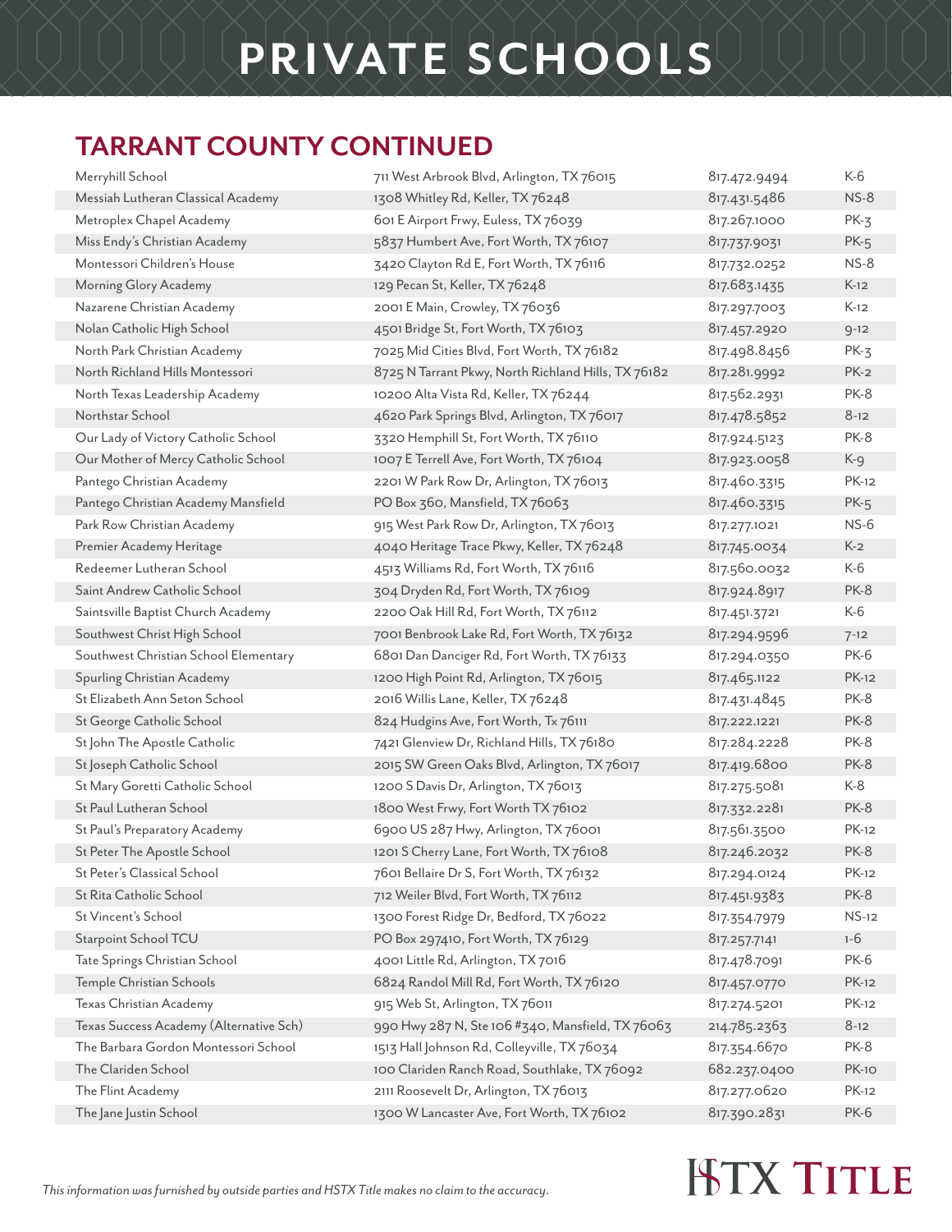# PRIVATE SCHOOLS

## TARRANT COUNTY CONTINUED

| | | | |
|---|---|---|---|
| Merryhill School | 711 West Arbrook Blvd, Arlington, TX 76015 | 817.472.9494 | K-6 |
| Messiah Lutheran Classical Academy | 1308 Whitley Rd, Keller, TX 76248 | 817.431.5486 | NS-8 |
| Metroplex Chapel Academy | 601 E Airport Frwy, Euless, TX 76039 | 817.267.1000 | PK-3 |
| Miss Endy's Christian Academy | 5837 Humbert Ave, Fort Worth, TX 76107 | 817.737.9031 | PK-5 |
| Montessori Children's House | 3420 Clayton Rd E, Fort Worth, TX 76116 | 817.732.0252 | NS-8 |
| Morning Glory Academy | 129 Pecan St, Keller, TX 76248 | 817.683.1435 | K-12 |
| Nazarene Christian Academy | 2001 E Main, Crowley, TX 76036 | 817.297.7003 | K-12 |
| Nolan Catholic High School | 4501 Bridge St, Fort Worth, TX 76103 | 817.457.2920 | 9-12 |
| North Park Christian Academy | 7025 Mid Cities Blvd, Fort Worth, TX 76182 | 817.498.8456 | PK-3 |
| North Richland Hills Montessori | 8725 N Tarrant Pkwy, North Richland Hills, TX 76182 | 817.281.9992 | PK-2 |
| North Texas Leadership Academy | 10200 Alta Vista Rd, Keller, TX 76244 | 817.562.2931 | PK-8 |
| Northstar School | 4620 Park Springs Blvd, Arlington, TX 76017 | 817.478.5852 | 8-12 |
| Our Lady of Victory Catholic School | 3320 Hemphill St, Fort Worth, TX 76110 | 817.924.5123 | PK-8 |
| Our Mother of Mercy Catholic School | 1007 E Terrell Ave, Fort Worth, TX 76104 | 817.923.0058 | K-9 |
| Pantego Christian Academy | 2201 W Park Row Dr, Arlington, TX 76013 | 817.460.3315 | PK-12 |
| Pantego Christian Academy Mansfield | PO Box 360, Mansfield, TX 76063 | 817.460.3315 | PK-5 |
| Park Row Christian Academy | 915 West Park Row Dr, Arlington, TX 76013 | 817.277.1021 | NS-6 |
| Premier Academy Heritage | 4040 Heritage Trace Pkwy, Keller, TX 76248 | 817.745.0034 | K-2 |
| Redeemer Lutheran School | 4513 Williams Rd, Fort Worth, TX 76116 | 817.560.0032 | K-6 |
| Saint Andrew Catholic School | 304 Dryden Rd, Fort Worth, TX 76109 | 817.924.8917 | PK-8 |
| Saintsville Baptist Church Academy | 2200 Oak Hill Rd, Fort Worth, TX 76112 | 817.451.3721 | K-6 |
| Southwest Christ High School | 7001 Benbrook Lake Rd, Fort Worth, TX 76132 | 817.294.9596 | 7-12 |
| Southwest Christian School Elementary | 6801 Dan Danciger Rd, Fort Worth, TX 76133 | 817.294.0350 | PK-6 |
| Spurling Christian Academy | 1200 High Point Rd, Arlington, TX 76015 | 817.465.1122 | PK-12 |
| St Elizabeth Ann Seton School | 2016 Willis Lane, Keller, TX 76248 | 817.431.4845 | PK-8 |
| St George Catholic School | 824 Hudgins Ave, Fort Worth, Tx 76111 | 817.222.1221 | PK-8 |
| St John The Apostle Catholic | 7421 Glenview Dr, Richland Hills, TX 76180 | 817.284.2228 | PK-8 |
| St Joseph Catholic School | 2015 SW Green Oaks Blvd, Arlington, TX 76017 | 817.419.6800 | PK-8 |
| St Mary Goretti Catholic School | 1200 S Davis Dr, Arlington, TX 76013 | 817.275.5081 | K-8 |
| St Paul Lutheran School | 1800 West Frwy, Fort Worth TX 76102 | 817.332.2281 | PK-8 |
| St Paul's Preparatory Academy | 6900 US 287 Hwy, Arlington, TX 76001 | 817.561.3500 | PK-12 |
| St Peter The Apostle School | 1201 S Cherry Lane, Fort Worth, TX 76108 | 817.246.2032 | PK-8 |
| St Peter's Classical School | 7601 Bellaire Dr S, Fort Worth, TX 76132 | 817.294.0124 | PK-12 |
| St Rita Catholic School | 712 Weiler Blvd, Fort Worth, TX 76112 | 817.451.9383 | PK-8 |
| St Vincent's School | 1300 Forest Ridge Dr, Bedford, TX 76022 | 817.354.7979 | NS-12 |
| Starpoint School TCU | PO Box 297410, Fort Worth, TX 76129 | 817.257.7141 | 1-6 |
| Tate Springs Christian School | 4001 Little Rd, Arlington, TX 7016 | 817.478.7091 | PK-6 |
| Temple Christian Schools | 6824 Randol Mill Rd, Fort Worth, TX 76120 | 817.457.0770 | PK-12 |
| Texas Christian Academy | 915 Web St, Arlington, TX 76011 | 817.274.5201 | PK-12 |
| Texas Success Academy (Alternative Sch) | 990 Hwy 287 N, Ste 106 #340, Mansfield, TX 76063 | 214.785.2363 | 8-12 |
| The Barbara Gordon Montessori School | 1513 Hall Johnson Rd, Colleyville, TX 76034 | 817.354.6670 | PK-8 |
| The Clariden School | 100 Clariden Ranch Road, Southlake, TX 76092 | 682.237.0400 | PK-10 |
| The Flint Academy | 2111 Roosevelt Dr, Arlington, TX 76013 | 817.277.0620 | PK-12 |
| The Jane Justin School | 1300 W Lancaster Ave, Fort Worth, TX 76102 | 817.390.2831 | PK-6 |

*This information was furnished by outside parties and HSTX Title makes no claim to the accuracy.*

HSTX TITLE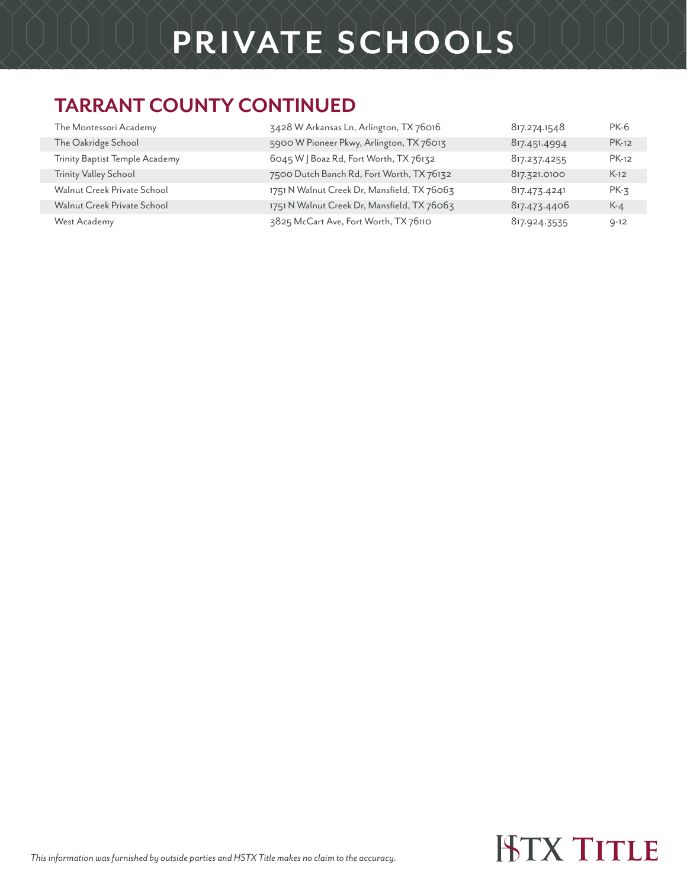# PRIVATE SCHOOLS

## TARRANT COUNTY CONTINUED

| | | | |
|---|---|---|---|
| The Montessori Academy | 3428 W Arkansas Ln, Arlington, TX 76016 | 817.274.1548 | PK-6 |
| The Oakridge School | 5900 W Pioneer Pkwy, Arlington, TX 76013 | 817.451.4994 | PK-12 |
| Trinity Baptist Temple Academy | 6045 W J Boaz Rd, Fort Worth, TX 76132 | 817.237.4255 | PK-12 |
| Trinity Valley School | 7500 Dutch Banch Rd, Fort Worth, TX 76132 | 817.321.0100 | K-12 |
| Walnut Creek Private School | 1751 N Walnut Creek Dr, Mansfield, TX 76063 | 817.473.4241 | PK-3 |
| Walnut Creek Private School | 1751 N Walnut Creek Dr, Mansfield, TX 76063 | 817.473.4406 | K-4 |
| West Academy | 3825 McCart Ave, Fort Worth, TX 76110 | 817.924.3535 | 9-12 |

*This information was furnished by outside parties and HSTX Title makes no claim to the accuracy.*

HSTX TITLE